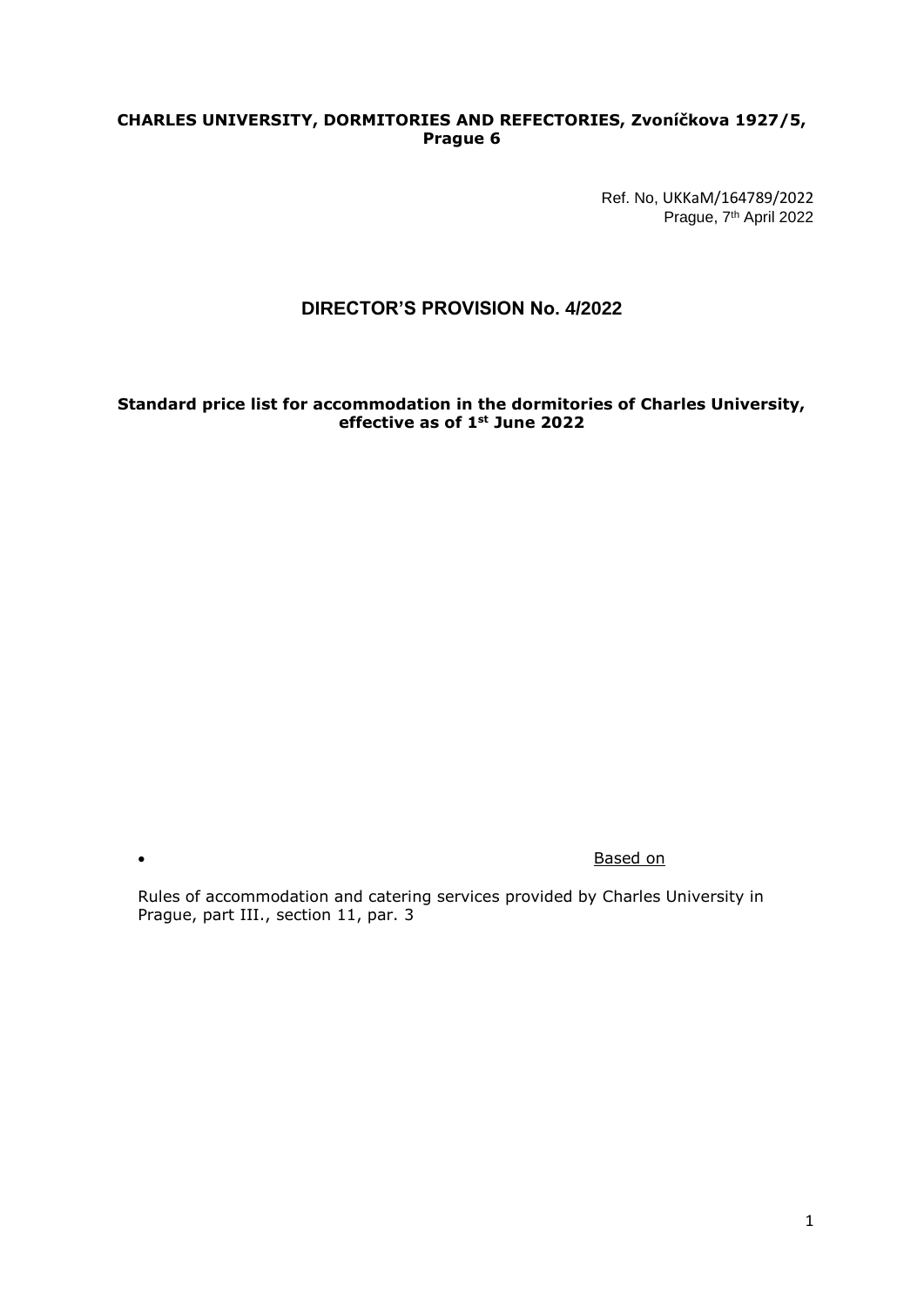**CHARLES UNIVERSITY, DORMITORIES AND REFECTORIES, Zvoníčkova 1927/5, Prague 6**

Ref. No, UKKaM/164789/2022
Prague, 7th April 2022

# DIRECTOR'S PROVISION No. 4/2022

**Standard price list for accommodation in the dormitories of Charles University, effective as of 1st June 2022**

- Based on

Rules of accommodation and catering services provided by Charles University in Prague, part III., section 11, par. 3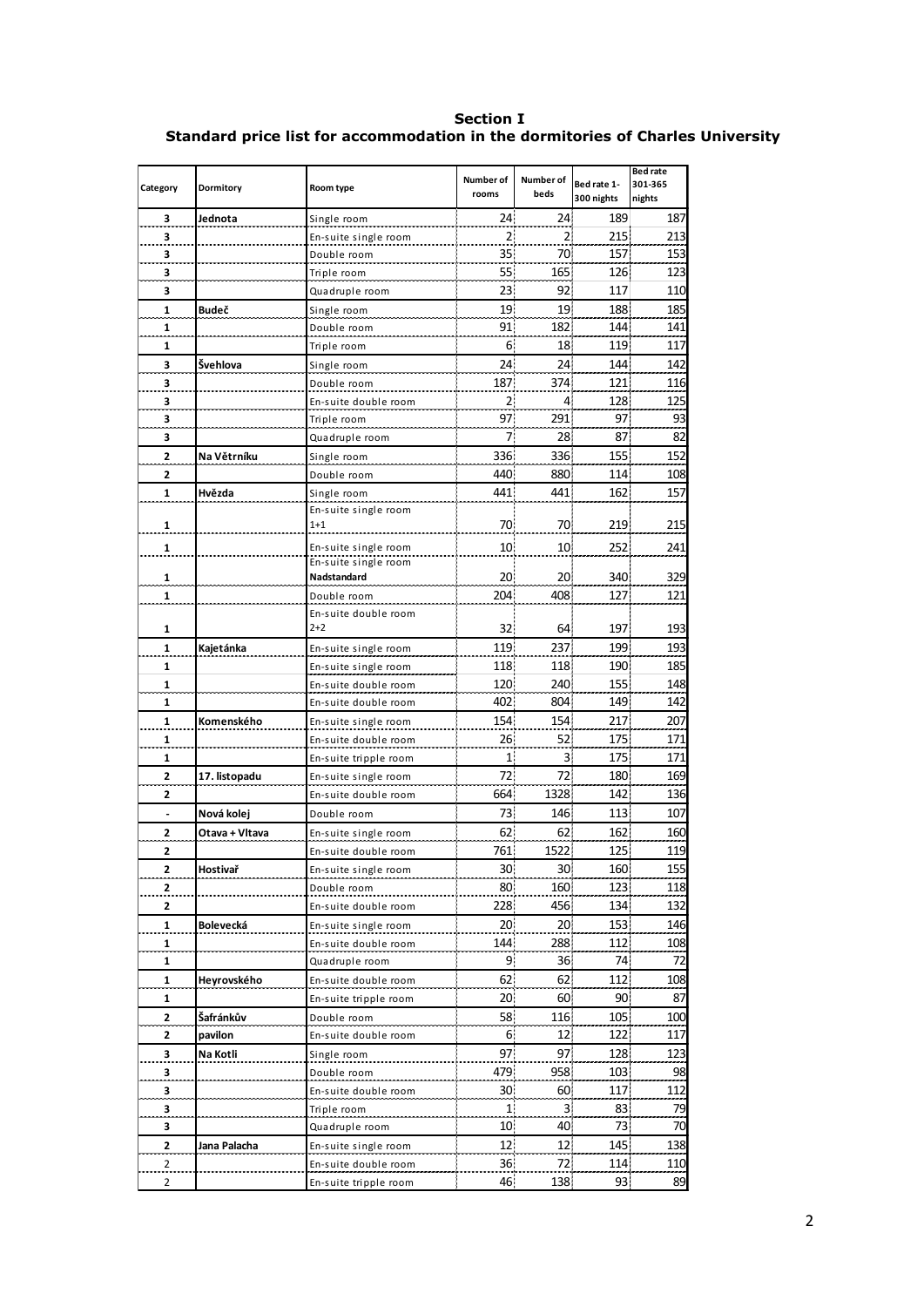## Section I
## Standard price list for accommodation in the dormitories of Charles University

| Category | Dormitory | Room type | Number of rooms | Number of beds | Bed rate 1-300 nights | Bed rate 301-365 nights |
|---|---|---|---|---|---|---|
| 3 | **Jednota** | Single room | 24 | 24 | 189 | 187 |
| 3 | | En-suite single room | 2 | 2 | 215 | 213 |
| 3 | | Double room | 35 | 70 | 157 | 153 |
| 3 | | Triple room | 55 | 165 | 126 | 123 |
| 3 | | Quadruple room | 23 | 92 | 117 | 110 |
| 1 | **Budeč** | Single room | 19 | 19 | 188 | 185 |
| 1 | | Double room | 91 | 182 | 144 | 141 |
| 1 | | Triple room | 6 | 18 | 119 | 117 |
| 3 | **Švehlova** | Single room | 24 | 24 | 144 | 142 |
| 3 | | Double room | 187 | 374 | 121 | 116 |
| 3 | | En-suite double room | 2 | 4 | 128 | 125 |
| 3 | | Triple room | 97 | 291 | 97 | 93 |
| 3 | | Quadruple room | 7 | 28 | 87 | 82 |
| 2 | **Na Větrníku** | Single room | 336 | 336 | 155 | 152 |
| 2 | | Double room | 440 | 880 | 114 | 108 |
| 1 | **Hvězda** | Single room | 441 | 441 | 162 | 157 |
| 1 | | En-suite single room 1+1 | 70 | 70 | 219 | 215 |
| 1 | | En-suite single room | 10 | 10 | 252 | 241 |
| 1 | | En-suite single room **Nadstandard** | 20 | 20 | 340 | 329 |
| 1 | | Double room | 204 | 408 | 127 | 121 |
| 1 | | En-suite double room 2+2 | 32 | 64 | 197 | 193 |
| 1 | **Kajetánka** | En-suite single room | 119 | 237 | 199 | 193 |
| 1 | | En-suite single room | 118 | 118 | 190 | 185 |
| 1 | | En-suite double room | 120 | 240 | 155 | 148 |
| 1 | | En-suite double room | 402 | 804 | 149 | 142 |
| 1 | **Komenského** | En-suite single room | 154 | 154 | 217 | 207 |
| 1 | | En-suite double room | 26 | 52 | 175 | 171 |
| 1 | | En-suite tripple room | 1 | 3 | 175 | 171 |
| 2 | **17. listopadu** | En-suite single room | 72 | 72 | 180 | 169 |
| 2 | | En-suite double room | 664 | 1328 | 142 | 136 |
| - | **Nová kolej** | Double room | 73 | 146 | 113 | 107 |
| 2 | **Otava + Vltava** | En-suite single room | 62 | 62 | 162 | 160 |
| 2 | | En-suite double room | 761 | 1522 | 125 | 119 |
| 2 | **Hostivař** | En-suite single room | 30 | 30 | 160 | 155 |
| 2 | | Double room | 80 | 160 | 123 | 118 |
| 2 | | En-suite double room | 228 | 456 | 134 | 132 |
| 1 | **Bolevecká** | En-suite single room | 20 | 20 | 153 | 146 |
| 1 | | En-suite double room | 144 | 288 | 112 | 108 |
| 1 | | Quadruple room | 9 | 36 | 74 | 72 |
| 1 | **Heyrovského** | En-suite double room | 62 | 62 | 112 | 108 |
| 1 | | En-suite tripple room | 20 | 60 | 90 | 87 |
| 2 | **Šafránkův** | Double room | 58 | 116 | 105 | 100 |
| 2 | **pavilon** | En-suite double room | 6 | 12 | 122 | 117 |
| 3 | **Na Kotli** | Single room | 97 | 97 | 128 | 123 |
| 3 | | Double room | 479 | 958 | 103 | 98 |
| 3 | | En-suite double room | 30 | 60 | 117 | 112 |
| 3 | | Triple room | 1 | 3 | 83 | 79 |
| 3 | | Quadruple room | 10 | 40 | 73 | 70 |
| 2 | **Jana Palacha** | En-suite single room | 12 | 12 | 145 | 138 |
| 2 | | En-suite double room | 36 | 72 | 114 | 110 |
| 2 | | En-suite tripple room | 46 | 138 | 93 | 89 |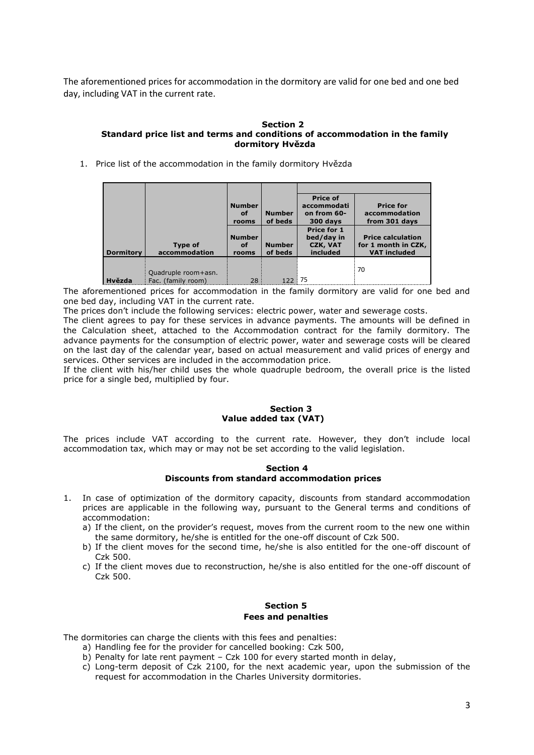The aforementioned prices for accommodation in the dormitory are valid for one bed and one bed day, including VAT in the current rate.

## Section 2
## Standard price list and terms and conditions of accommodation in the family dormitory Hvězda

1. Price list of the accommodation in the family dormitory Hvězda

| | | | | | |
|---|---|---|---|---|---|
| | | **Number of rooms** | **Number of beds** | **Price of accommodation from 60-300 days** | **Price for accommodation from 301 days** |
| **Dormitory** | **Type of accommodation** | **Number of rooms** | **Number of beds** | **Price for 1 bed/day in CZK, VAT included** | **Price calculation for 1 month in CZK, VAT included** |
| **Hvězda** | Quadruple room+asn. Fac. (family room) | 28 | 122 | 75 | 70 |

The aforementioned prices for accommodation in the family dormitory are valid for one bed and one bed day, including VAT in the current rate.

The prices don't include the following services: electric power, water and sewerage costs.

The client agrees to pay for these services in advance payments. The amounts will be defined in the Calculation sheet, attached to the Accommodation contract for the family dormitory. The advance payments for the consumption of electric power, water and sewerage costs will be cleared on the last day of the calendar year, based on actual measurement and valid prices of energy and services. Other services are included in the accommodation price.

If the client with his/her child uses the whole quadruple bedroom, the overall price is the listed price for a single bed, multiplied by four.

## Section 3
## Value added tax (VAT)

The prices include VAT according to the current rate. However, they don't include local accommodation tax, which may or may not be set according to the valid legislation.

## Section 4
## Discounts from standard accommodation prices

1. In case of optimization of the dormitory capacity, discounts from standard accommodation prices are applicable in the following way, pursuant to the General terms and conditions of accommodation:
   a) If the client, on the provider's request, moves from the current room to the new one within the same dormitory, he/she is entitled for the one-off discount of Czk 500.
   b) If the client moves for the second time, he/she is also entitled for the one-off discount of Czk 500.
   c) If the client moves due to reconstruction, he/she is also entitled for the one-off discount of Czk 500.

## Section 5
## Fees and penalties

The dormitories can charge the clients with this fees and penalties:

a) Handling fee for the provider for cancelled booking: Czk 500,
b) Penalty for late rent payment – Czk 100 for every started month in delay,
c) Long-term deposit of Czk 2100, for the next academic year, upon the submission of the request for accommodation in the Charles University dormitories.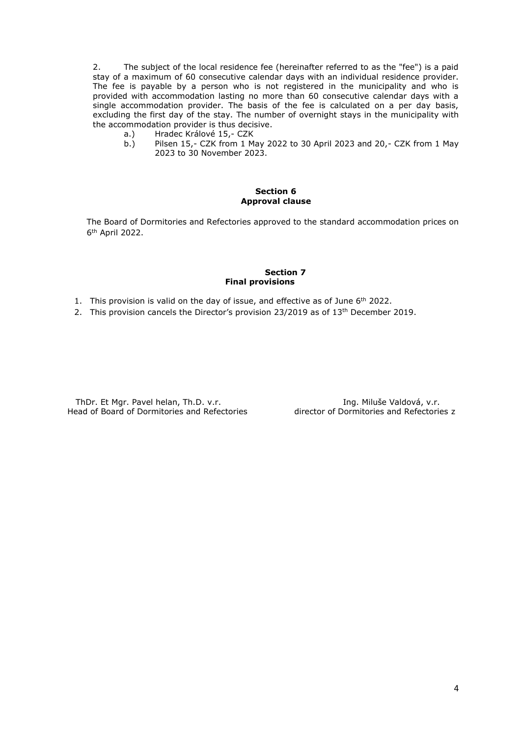2. The subject of the local residence fee (hereinafter referred to as the "fee") is a paid stay of a maximum of 60 consecutive calendar days with an individual residence provider. The fee is payable by a person who is not registered in the municipality and who is provided with accommodation lasting no more than 60 consecutive calendar days with a single accommodation provider. The basis of the fee is calculated on a per day basis, excluding the first day of the stay. The number of overnight stays in the municipality with the accommodation provider is thus decisive.

   a.) Hradec Králové 15,- CZK

   b.) Pilsen 15,- CZK from 1 May 2022 to 30 April 2023 and 20,- CZK from 1 May 2023 to 30 November 2023.

**Section 6**
**Approval clause**

The Board of Dormitories and Refectories approved to the standard accommodation prices on 6th April 2022.

**Section 7**
**Final provisions**

1. This provision is valid on the day of issue, and effective as of June 6th 2022.
2. This provision cancels the Director's provision 23/2019 as of 13th December 2019.

ThDr. Et Mgr. Pavel helan, Th.D. v.r.
Head of Board of Dormitories and Refectories

Ing. Miluše Valdová, v.r.
director of Dormitories and Refectories z